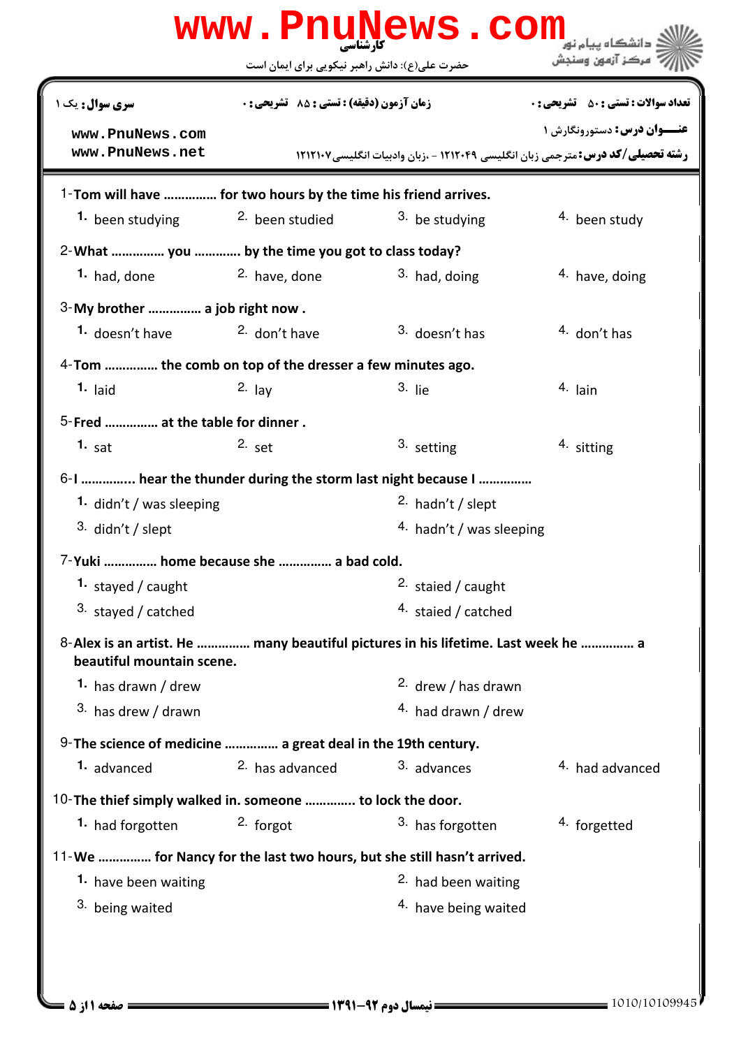**www.PnuNews.com**

کارشناسی

حضرت علی(ع): دانش راهبر نیکویی برای ایمان است

دانشگاه پیام نور
مرکز آزمون وسنجش

| سری سوال: یک ۱ | زمان آزمون (دقیقه) : تستی : ۸۵ تشریحی : ۰ | تعداد سوالات : تستی : ۵۰ تشریحی : ۰ |
|---|---|---|

www.PnuNews.com
www.PnuNews.net

**عنـــوان درس:** دستورونگارش ۱

**رشته تحصیلی/کد درس:** مترجمی زبان انگلیسی ۱۲۱۲۰۴۹ - ،زبان وادبیات انگلیسی ۱۲۱۲۱۰۷

1-**Tom will have …………… for two hours by the time his friend arrives.**

1. been studying
2. been studied
3. be studying
4. been study

2-**What …………… you ………… by the time you got to class today?**

1. had, done
2. have, done
3. had, doing
4. have, doing

3-**My brother …………… a job right now .**

1. doesn't have
2. don't have
3. doesn't has
4. don't has

4-**Tom …………… the comb on top of the dresser a few minutes ago.**

1. laid
2. lay
3. lie
4. lain

5-**Fred …………… at the table for dinner .**

1. sat
2. set
3. setting
4. sitting

6-**I ………….. hear the thunder during the storm last night because I ……………**

1. didn't / was sleeping
2. hadn't / slept
3. didn't / slept
4. hadn't / was sleeping

7-**Yuki …………… home because she …………… a bad cold.**

1. stayed / caught
2. staied / caught
3. stayed / catched
4. staied / catched

8-**Alex is an artist. He …………… many beautiful pictures in his lifetime. Last week he …………… a beautiful mountain scene.**

1. has drawn / drew
2. drew / has drawn
3. has drew / drawn
4. had drawn / drew

9-**The science of medicine …………… a great deal in the 19th century.**

1. advanced
2. has advanced
3. advances
4. had advanced

10-**The thief simply walked in. someone …………. to lock the door.**

1. had forgotten
2. forgot
3. has forgotten
4. forgetted

11-**We …………… for Nancy for the last two hours, but she still hasn't arrived.**

1. have been waiting
2. had been waiting
3. being waited
4. have being waited

نیمسال دوم ۹۲-۱۳۹۱

1010/10109945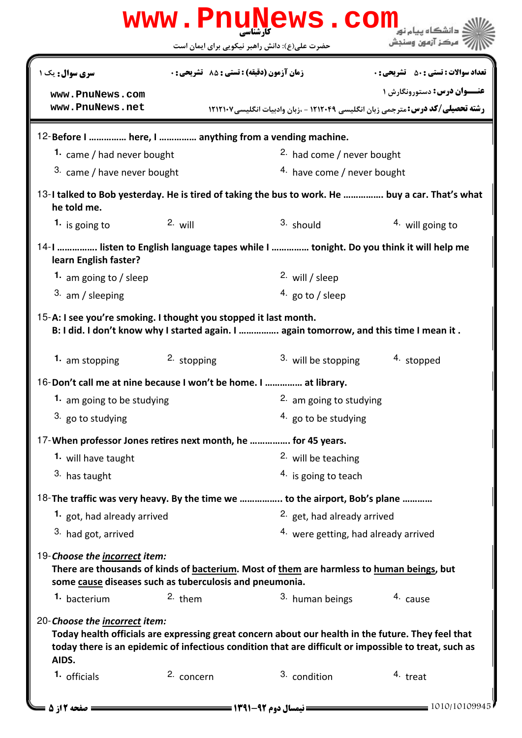12-**Before I ............... here, I ............... anything from a vending machine.**

1. came / had never bought
2. had come / never bought
3. came / have never bought
4. have come / never bought

13-**I talked to Bob yesterday. He is tired of taking the bus to work. He ................ buy a car. That's what he told me.**

1. is going to
2. will
3. should
4. will going to

14-**I ................ listen to English language tapes while I ............... tonight. Do you think it will help me learn English faster?**

1. am going to / sleep
2. will / sleep
3. am / sleeping
4. go to / sleep

15-**A: I see you're smoking. I thought you stopped it last month.**
**B: I did. I don't know why I started again. I ................ again tomorrow, and this time I mean it .**

1. am stopping
2. stopping
3. will be stopping
4. stopped

16-**Don't call me at nine because I won't be home. I ............... at library.**

1. am going to be studying
2. am going to studying
3. go to studying
4. go to be studying

17-**When professor Jones retires next month, he ................ for 45 years.**

1. will have taught
2. will be teaching
3. has taught
4. is going to teach

18-**The traffic was very heavy. By the time we ................. to the airport, Bob's plane ............**

1. got, had already arrived
2. get, had already arrived
3. had got, arrived
4. were getting, had already arrived

19-***Choose the <u>incorrect</u> item:***
**There are thousands of kinds of <u>bacterium</u>. Most of <u>them</u> are harmless to <u>human beings</u>, but some <u>cause</u> diseases such as tuberculosis and pneumonia.**

1. bacterium
2. them
3. human beings
4. cause

20-***Choose the <u>incorrect</u> item:***
**Today health officials are expressing great concern about our health in the future. They feel that today there is an epidemic of infectious condition that are difficult or impossible to treat, such as AIDS.**

1. officials
2. concern
3. condition
4. treat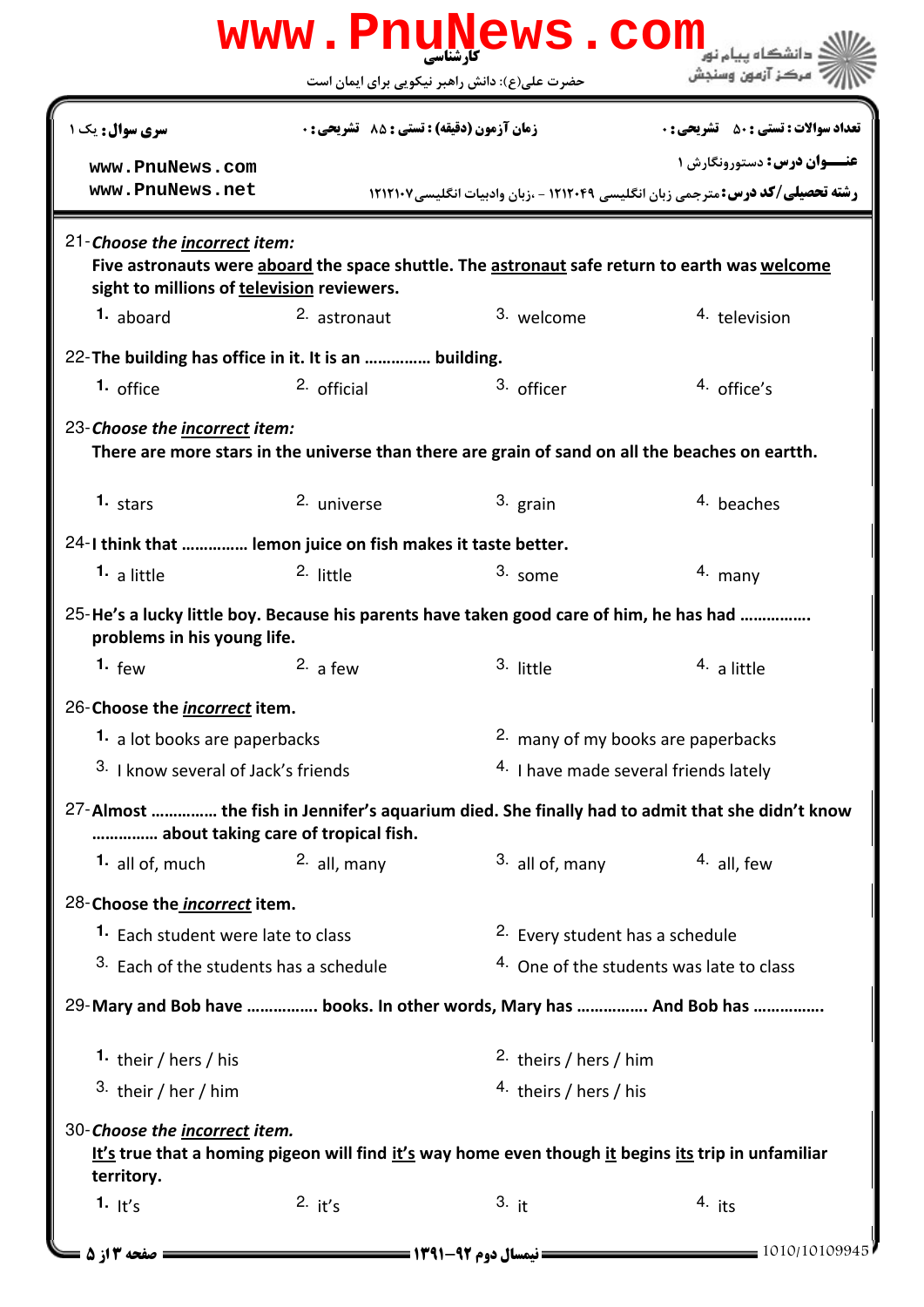21-*Choose the <u>incorrect</u> item:*
**Five astronauts were <u>aboard</u> the space shuttle. The <u>astronaut</u> safe return to earth was <u>welcome</u> sight to millions of <u>television</u> reviewers.**

1. aboard
2. astronaut
3. welcome
4. television

22-**The building has office in it. It is an …………… building.**

1. office
2. official
3. officer
4. office's

23-*Choose the <u>incorrect</u> item:*
**There are more stars in the universe than there are grain of sand on all the beaches on earth.**

1. stars
2. universe
3. grain
4. beaches

24-**I think that …………… lemon juice on fish makes it taste better.**

1. a little
2. little
3. some
4. many

25-**He's a lucky little boy. Because his parents have taken good care of him, he has had ……………. problems in his young life.**

1. few
2. a few
3. little
4. a little

26-**Choose the *<u>incorrect</u>* item.**

1. a lot books are paperbacks
2. many of my books are paperbacks
3. I know several of Jack's friends
4. I have made several friends lately

27-**Almost …………… the fish in Jennifer's aquarium died. She finally had to admit that she didn't know …………… about taking care of tropical fish.**

1. all of, much
2. all, many
3. all of, many
4. all, few

28-**Choose the *<u>incorrect</u>* item.**

1. Each student were late to class
2. Every student has a schedule
3. Each of the students has a schedule
4. One of the students was late to class

29-**Mary and Bob have ……………. books. In other words, Mary has ……………. And Bob has …………….**

1. their / hers / his
2. theirs / hers / him
3. their / her / him
4. theirs / hers / his

30-*Choose the <u>incorrect</u> item.*
**<u>It's</u> true that a homing pigeon will find <u>it's</u> way home even though <u>it</u> begins <u>its</u> trip in unfamiliar territory.**

1. It's
2. it's
3. it
4. its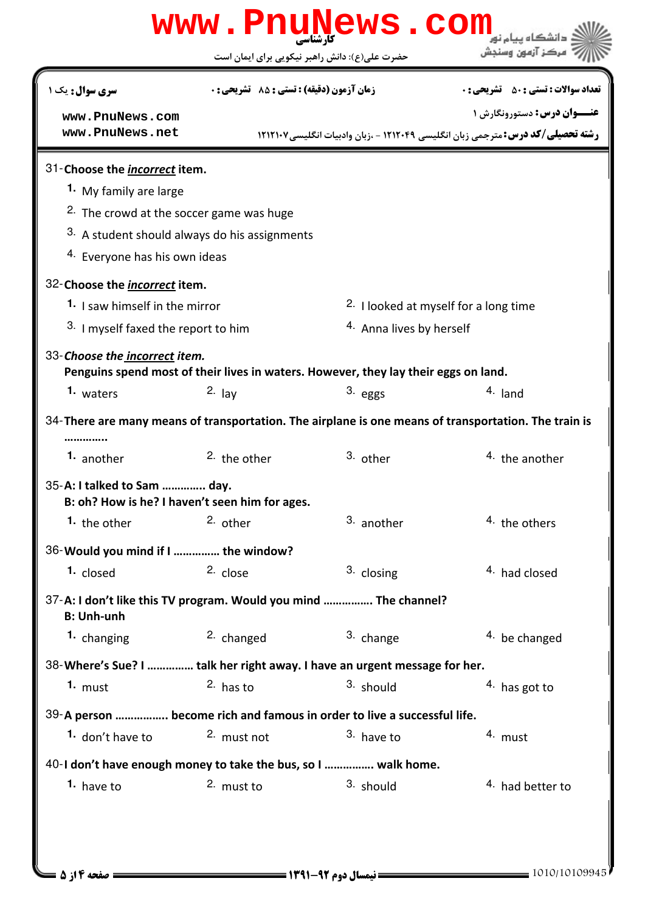**سری سوال:** یک ۱ | **زمان آزمون (دقیقه) : تستی :** ۸۵ **تشریحی :** ۰ | **تعداد سوالات : تستی :** ۵۰ **تشریحی :** ۰

**عنـــوان درس:** دستورونگارش ۱

**رشته تحصیلی/کد درس:** مترجمی زبان انگلیسی ۱۲۱۲۰۴۹ - ،زبان وادبیات انگلیسی۱۲۱۲۱۰۷

31-**Choose the *incorrect* item.**

1. My family are large
2. The crowd at the soccer game was huge
3. A student should always do his assignments
4. Everyone has his own ideas

32-**Choose the *incorrect* item.**

1. I saw himself in the mirror
2. I looked at myself for a long time
3. I myself faxed the report to him
4. Anna lives by herself

33-***Choose the incorrect item.***
**Penguins spend most of their lives in waters. However, they lay their eggs on land.**

1. waters
2. lay
3. eggs
4. land

34-**There are many means of transportation. The airplane is one means of transportation. The train is ………….**

1. another
2. the other
3. other
4. the another

35-**A: I talked to Sam ………….. day.**
**B: oh? How is he? I haven't seen him for ages.**

1. the other
2. other
3. another
4. the others

36-**Would you mind if I …………… the window?**

1. closed
2. close
3. closing
4. had closed

37-**A: I don't like this TV program. Would you mind ……………. The channel?**
**B: Unh-unh**

1. changing
2. changed
3. change
4. be changed

38-**Where's Sue? I …………… talk her right away. I have an urgent message for her.**

1. must
2. has to
3. should
4. has got to

39-**A person ……………. become rich and famous in order to live a successful life.**

1. don't have to
2. must not
3. have to
4. must

40-**I don't have enough money to take the bus, so I ……………. walk home.**

1. have to
2. must to
3. should
4. had better to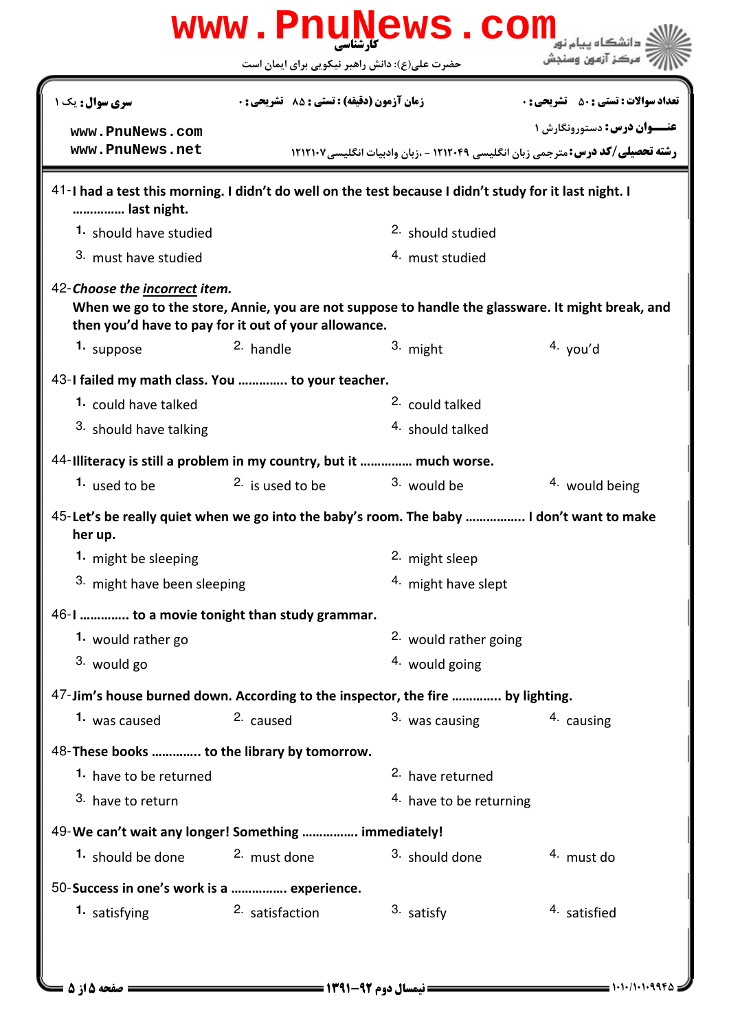41-**I had a test this morning. I didn't do well on the test because I didn't study for it last night. I …………… last night.**

1. should have studied
2. should studied
3. must have studied
4. must studied

42-***Choose the incorrect item.***
**When we go to the store, Annie, you are not suppose to handle the glassware. It might break, and then you'd have to pay for it out of your allowance.**

1. suppose
2. handle
3. might
4. you'd

43-**I failed my math class. You ………….. to your teacher.**

1. could have talked
2. could talked
3. should have talking
4. should talked

44-**Illiteracy is still a problem in my country, but it …………… much worse.**

1. used to be
2. is used to be
3. would be
4. would being

45-**Let's be really quiet when we go into the baby's room. The baby …………….. I don't want to make her up.**

1. might be sleeping
2. might sleep
3. might have been sleeping
4. might have slept

46-**I ………….. to a movie tonight than study grammar.**

1. would rather go
2. would rather going
3. would go
4. would going

47-**Jim's house burned down. According to the inspector, the fire ………….. by lighting.**

1. was caused
2. caused
3. was causing
4. causing

48-**These books ………….. to the library by tomorrow.**

1. have to be returned
2. have returned
3. have to return
4. have to be returning

49-**We can't wait any longer! Something ……………. immediately!**

1. should be done
2. must done
3. should done
4. must do

50-**Success in one's work is a ……………. experience.**

1. satisfying
2. satisfaction
3. satisfy
4. satisfied